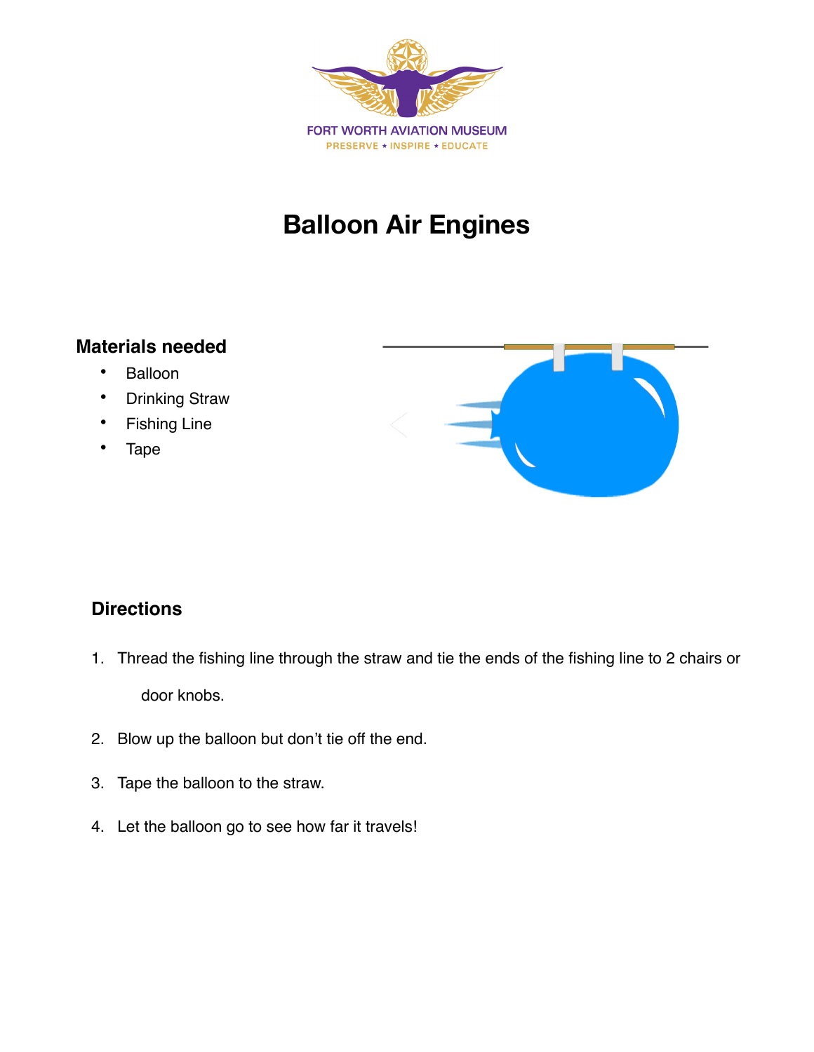FORT WORTH AVIATION MUSEUM

PRESERVE ★ INSPIRE ★ EDUCATE

# Balloon Air Engines

## Materials needed

- Balloon
- Drinking Straw
- Fishing Line
- Tape

## Directions

1. Thread the fishing line through the straw and tie the ends of the fishing line to 2 chairs or door knobs.
2. Blow up the balloon but don't tie off the end.
3. Tape the balloon to the straw.
4. Let the balloon go to see how far it travels!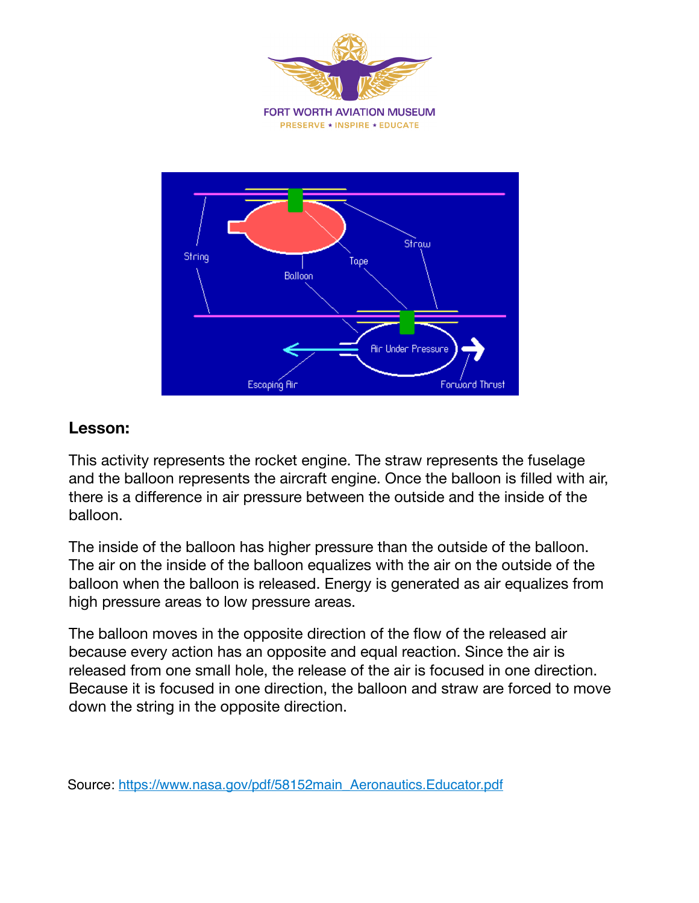**Lesson:**

This activity represents the rocket engine. The straw represents the fuselage and the balloon represents the aircraft engine. Once the balloon is filled with air, there is a difference in air pressure between the outside and the inside of the balloon.

The inside of the balloon has higher pressure than the outside of the balloon. The air on the inside of the balloon equalizes with the air on the outside of the balloon when the balloon is released. Energy is generated as air equalizes from high pressure areas to low pressure areas.

The balloon moves in the opposite direction of the flow of the released air because every action has an opposite and equal reaction. Since the air is released from one small hole, the release of the air is focused in one direction. Because it is focused in one direction, the balloon and straw are forced to move down the string in the opposite direction.

Source: https://www.nasa.gov/pdf/58152main_Aeronautics.Educator.pdf